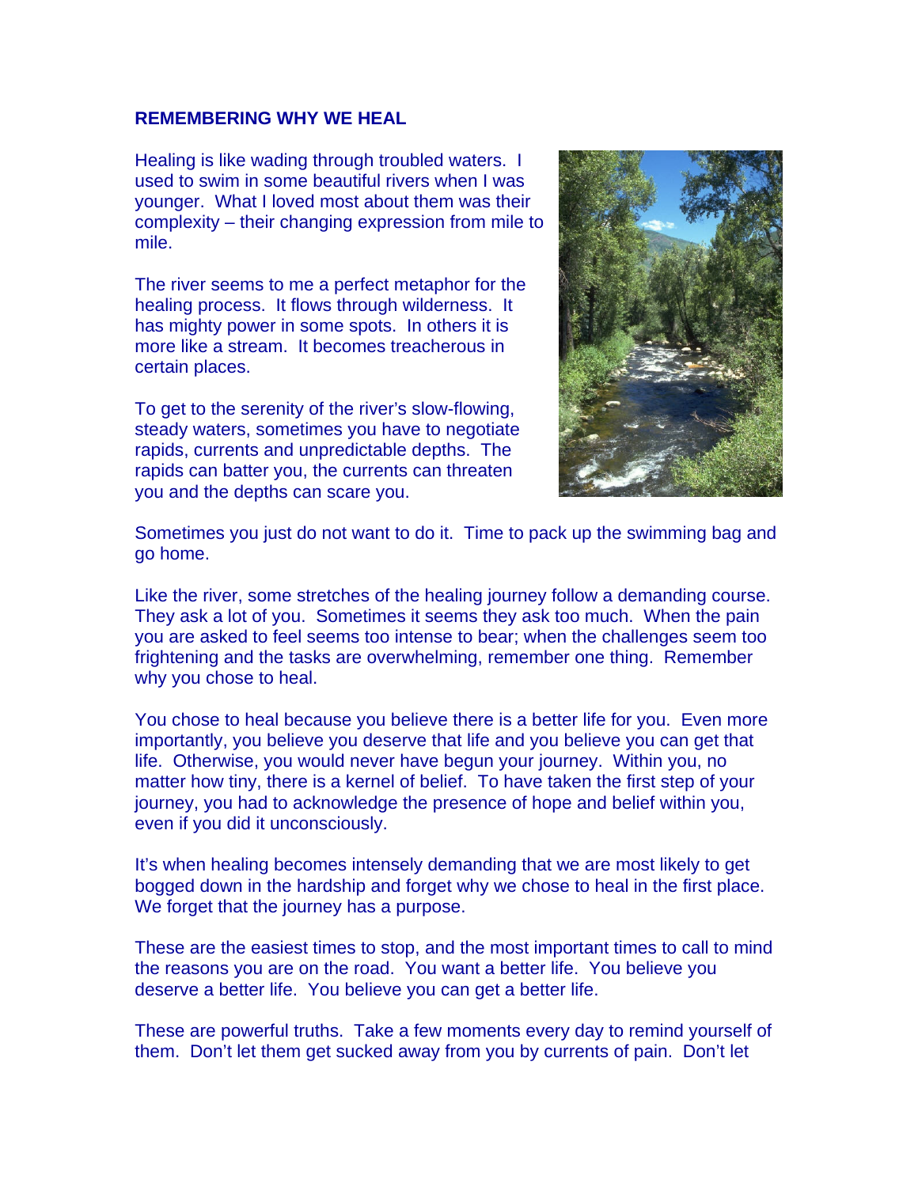## REMEMBERING WHY WE HEAL

Healing is like wading through troubled waters. I used to swim in some beautiful rivers when I was younger. What I loved most about them was their complexity – their changing expression from mile to mile.

The river seems to me a perfect metaphor for the healing process. It flows through wilderness. It has mighty power in some spots. In others it is more like a stream. It becomes treacherous in certain places.

To get to the serenity of the river's slow-flowing, steady waters, sometimes you have to negotiate rapids, currents and unpredictable depths. The rapids can batter you, the currents can threaten you and the depths can scare you.

Sometimes you just do not want to do it. Time to pack up the swimming bag and go home.

Like the river, some stretches of the healing journey follow a demanding course. They ask a lot of you. Sometimes it seems they ask too much. When the pain you are asked to feel seems too intense to bear; when the challenges seem too frightening and the tasks are overwhelming, remember one thing. Remember why you chose to heal.

You chose to heal because you believe there is a better life for you. Even more importantly, you believe you deserve that life and you believe you can get that life. Otherwise, you would never have begun your journey. Within you, no matter how tiny, there is a kernel of belief. To have taken the first step of your journey, you had to acknowledge the presence of hope and belief within you, even if you did it unconsciously.

It's when healing becomes intensely demanding that we are most likely to get bogged down in the hardship and forget why we chose to heal in the first place. We forget that the journey has a purpose.

These are the easiest times to stop, and the most important times to call to mind the reasons you are on the road. You want a better life. You believe you deserve a better life. You believe you can get a better life.

These are powerful truths. Take a few moments every day to remind yourself of them. Don't let them get sucked away from you by currents of pain. Don't let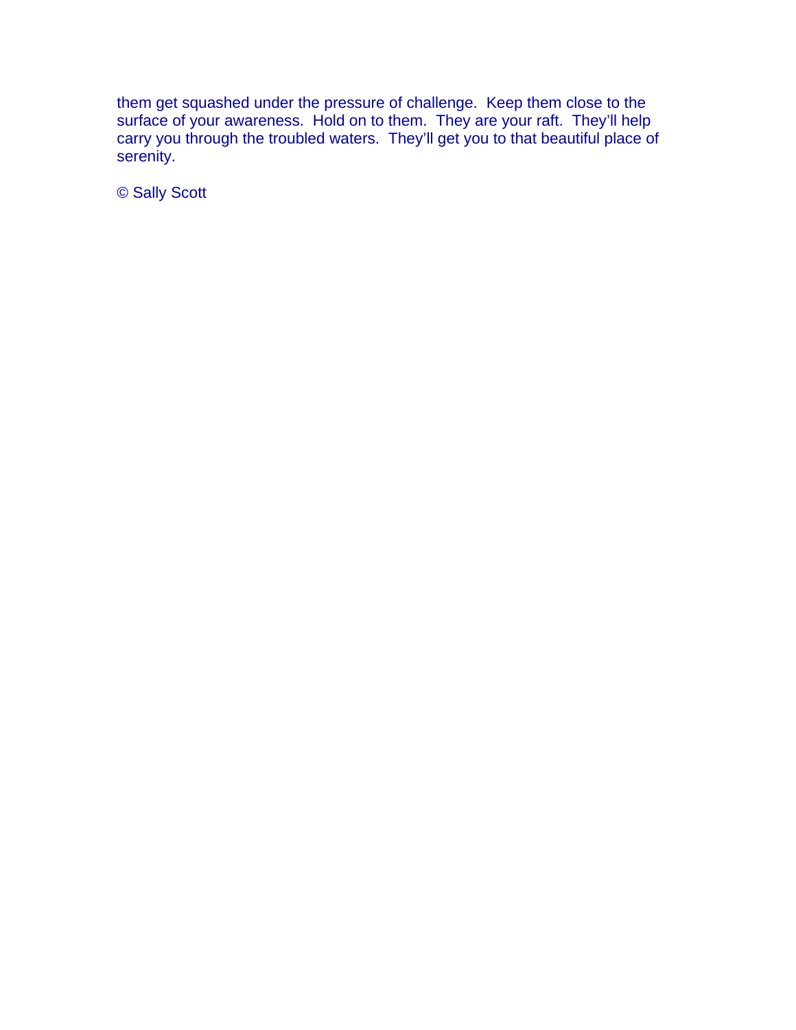them get squashed under the pressure of challenge. Keep them close to the surface of your awareness. Hold on to them. They are your raft. They'll help carry you through the troubled waters. They'll get you to that beautiful place of serenity.

© Sally Scott